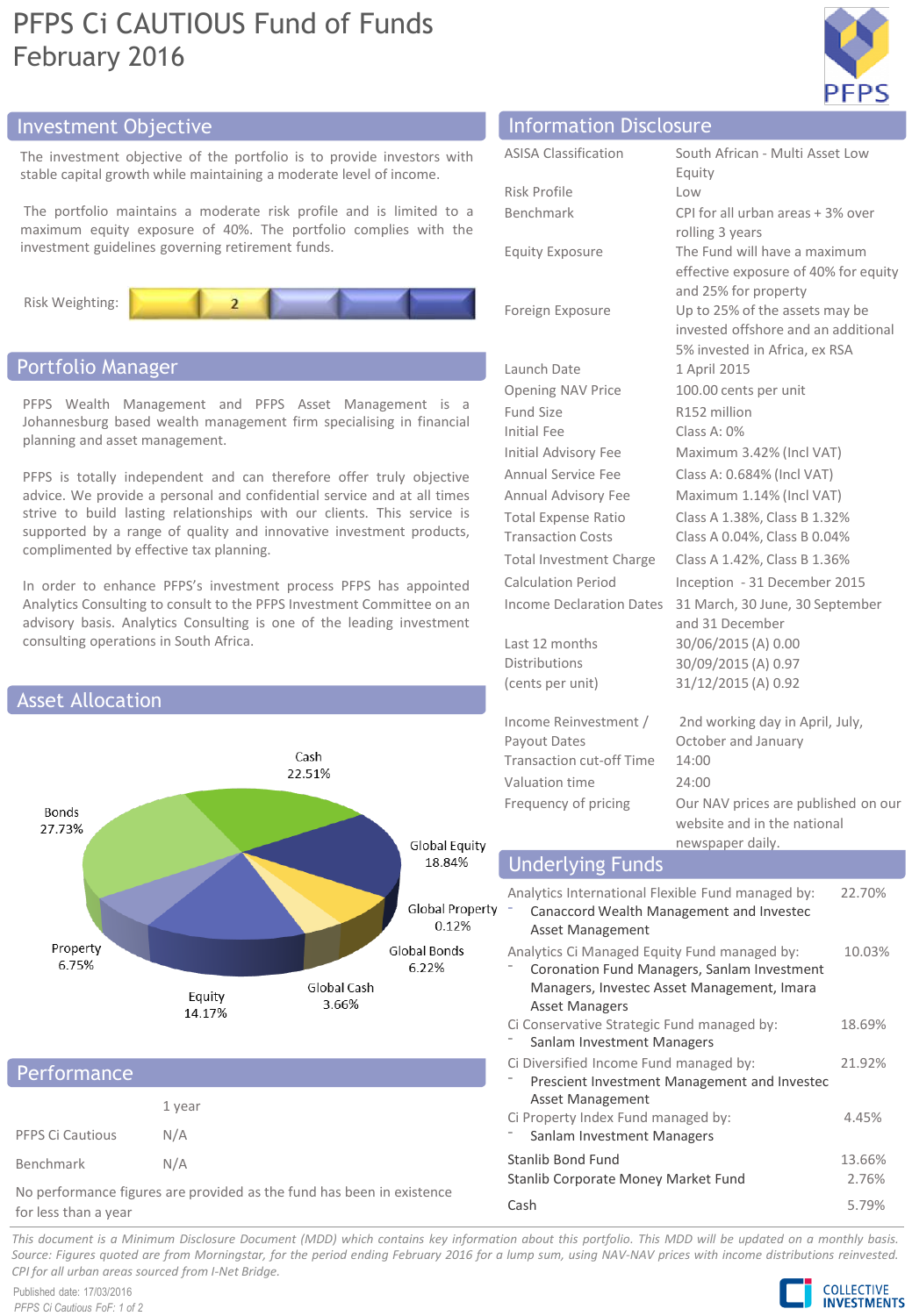# PFPS Ci CAUTIOUS Fund of Funds
February 2016

## Investment Objective

The investment objective of the portfolio is to provide investors with stable capital growth while maintaining a moderate level of income.

The portfolio maintains a moderate risk profile and is limited to a maximum equity exposure of 40%. The portfolio complies with the investment guidelines governing retirement funds.

Risk Weighting: 2

## Portfolio Manager

PFPS Wealth Management and PFPS Asset Management is a Johannesburg based wealth management firm specialising in financial planning and asset management.

PFPS is totally independent and can therefore offer truly objective advice. We provide a personal and confidential service and at all times strive to build lasting relationships with our clients. This service is supported by a range of quality and innovative investment products, complimented by effective tax planning.

In order to enhance PFPS's investment process PFPS has appointed Analytics Consulting to consult to the PFPS Investment Committee on an advisory basis. Analytics Consulting is one of the leading investment consulting operations in South Africa.

## Asset Allocation

| Asset Class | Allocation |
|---|---|
| Cash | 22.51% |
| Global Equity | 18.84% |
| Global Property | 0.12% |
| Global Bonds | 6.22% |
| Global Cash | 3.66% |
| Equity | 14.17% |
| Property | 6.75% |
| Bonds | 27.73% |

## Performance

| | 1 year |
|---|---|
| PFPS Ci Cautious | N/A |
| Benchmark | N/A |

No performance figures are provided as the fund has been in existence for less than a year

## Information Disclosure

| | |
|---|---|
| ASISA Classification | South African - Multi Asset Low Equity |
| Risk Profile | Low |
| Benchmark | CPI for all urban areas + 3% over rolling 3 years |
| Equity Exposure | The Fund will have a maximum effective exposure of 40% for equity and 25% for property |
| Foreign Exposure | Up to 25% of the assets may be invested offshore and an additional 5% invested in Africa, ex RSA |
| Launch Date | 1 April 2015 |
| Opening NAV Price | 100.00 cents per unit |
| Fund Size | R152 million |
| Initial Fee | Class A: 0% |
| Initial Advisory Fee | Maximum 3.42% (Incl VAT) |
| Annual Service Fee | Class A: 0.684% (Incl VAT) |
| Annual Advisory Fee | Maximum 1.14% (Incl VAT) |
| Total Expense Ratio | Class A 1.38%, Class B 1.32% |
| Transaction Costs | Class A 0.04%, Class B 0.04% |
| Total Investment Charge | Class A 1.42%, Class B 1.36% |
| Calculation Period | Inception - 31 December 2015 |
| Income Declaration Dates | 31 March, 30 June, 30 September and 31 December |
| Last 12 months Distributions (cents per unit) | 30/06/2015 (A) 0.00<br>30/09/2015 (A) 0.97<br>31/12/2015 (A) 0.92 |
| Income Reinvestment / Payout Dates | 2nd working day in April, July, October and January |
| Transaction cut-off Time | 14:00 |
| Valuation time | 24:00 |
| Frequency of pricing | Our NAV prices are published on our website and in the national newspaper daily. |

## Underlying Funds

| Fund | Weight |
|---|---|
| Analytics International Flexible Fund managed by:<br>- Canaccord Wealth Management and Investec Asset Management | 22.70% |
| Analytics Ci Managed Equity Fund managed by:<br>- Coronation Fund Managers, Sanlam Investment Managers, Investec Asset Management, Imara Asset Managers | 10.03% |
| Ci Conservative Strategic Fund managed by:<br>- Sanlam Investment Managers | 18.69% |
| Ci Diversified Income Fund managed by:<br>- Prescient Investment Management and Investec Asset Management | 21.92% |
| Ci Property Index Fund managed by:<br>- Sanlam Investment Managers | 4.45% |
| Stanlib Bond Fund | 13.66% |
| Stanlib Corporate Money Market Fund | 2.76% |
| Cash | 5.79% |

*This document is a Minimum Disclosure Document (MDD) which contains key information about this portfolio. This MDD will be updated on a monthly basis. Source: Figures quoted are from Morningstar, for the period ending February 2016 for a lump sum, using NAV-NAV prices with income distributions reinvested. CPI for all urban areas sourced from I-Net Bridge.*

Published date: 17/03/2016

COLLECTIVE INVESTMENTS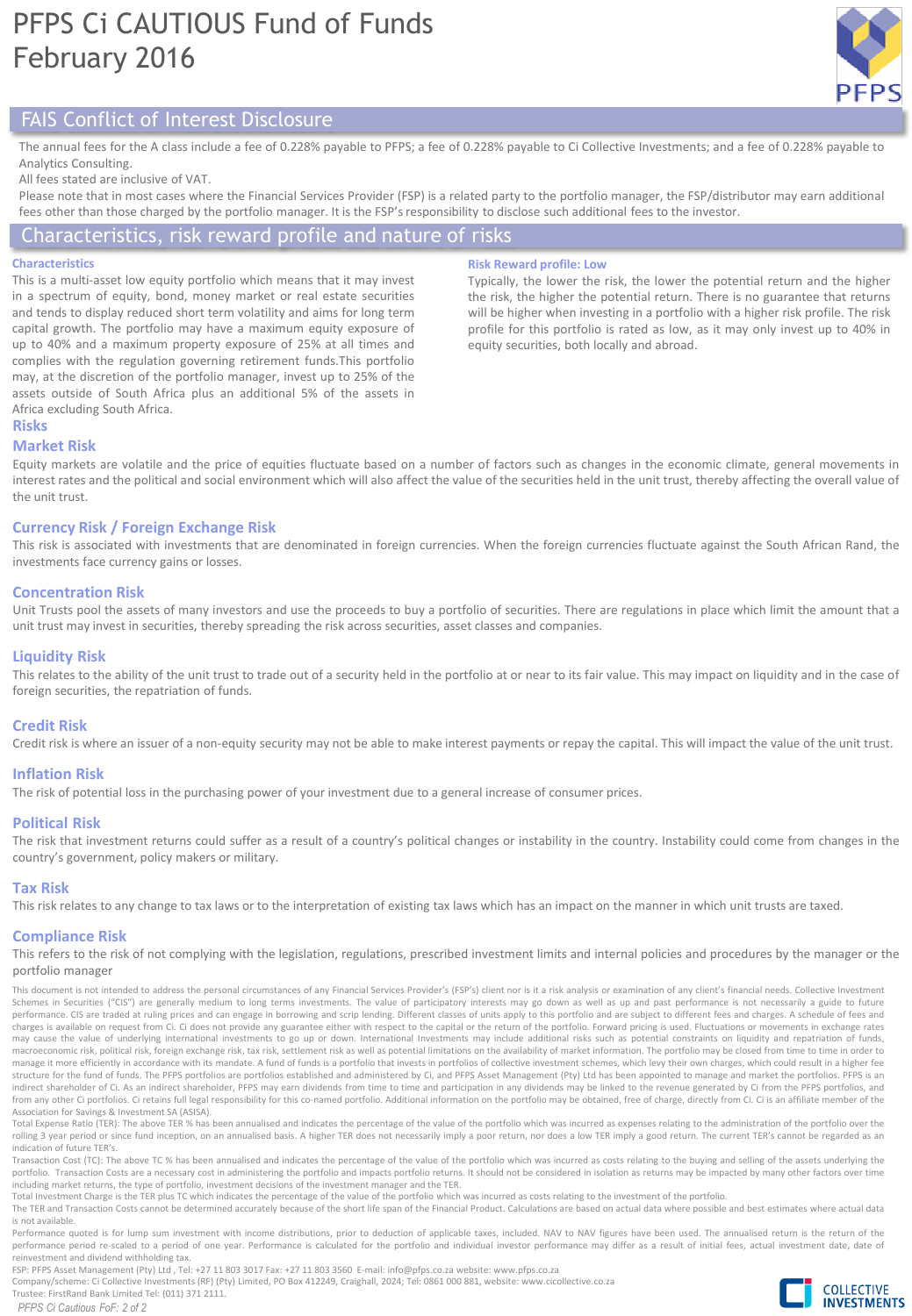# PFPS Ci CAUTIOUS Fund of Funds
# February 2016

## FAIS Conflict of Interest Disclosure

The annual fees for the A class include a fee of 0.228% payable to PFPS; a fee of 0.228% payable to Ci Collective Investments; and a fee of 0.228% payable to Analytics Consulting.

All fees stated are inclusive of VAT.

Please note that in most cases where the Financial Services Provider (FSP) is a related party to the portfolio manager, the FSP/distributor may earn additional fees other than those charged by the portfolio manager. It is the FSP's responsibility to disclose such additional fees to the investor.

## Characteristics, risk reward profile and nature of risks

### Characteristics

This is a multi-asset low equity portfolio which means that it may invest in a spectrum of equity, bond, money market or real estate securities and tends to display reduced short term volatility and aims for long term capital growth. The portfolio may have a maximum equity exposure of up to 40% and a maximum property exposure of 25% at all times and complies with the regulation governing retirement funds.This portfolio may, at the discretion of the portfolio manager, invest up to 25% of the assets outside of South Africa plus an additional 5% of the assets in Africa excluding South Africa.

### Risk Reward profile: Low

Typically, the lower the risk, the lower the potential return and the higher the risk, the higher the potential return. There is no guarantee that returns will be higher when investing in a portfolio with a higher risk profile. The risk profile for this portfolio is rated as low, as it may only invest up to 40% in equity securities, both locally and abroad.

### Risks

### Market Risk

Equity markets are volatile and the price of equities fluctuate based on a number of factors such as changes in the economic climate, general movements in interest rates and the political and social environment which will also affect the value of the securities held in the unit trust, thereby affecting the overall value of the unit trust.

### Currency Risk / Foreign Exchange Risk

This risk is associated with investments that are denominated in foreign currencies. When the foreign currencies fluctuate against the South African Rand, the investments face currency gains or losses.

### Concentration Risk

Unit Trusts pool the assets of many investors and use the proceeds to buy a portfolio of securities. There are regulations in place which limit the amount that a unit trust may invest in securities, thereby spreading the risk across securities, asset classes and companies.

### Liquidity Risk

This relates to the ability of the unit trust to trade out of a security held in the portfolio at or near to its fair value. This may impact on liquidity and in the case of foreign securities, the repatriation of funds.

### Credit Risk

Credit risk is where an issuer of a non-equity security may not be able to make interest payments or repay the capital. This will impact the value of the unit trust.

### Inflation Risk

The risk of potential loss in the purchasing power of your investment due to a general increase of consumer prices.

### Political Risk

The risk that investment returns could suffer as a result of a country's political changes or instability in the country. Instability could come from changes in the country's government, policy makers or military.

### Tax Risk

This risk relates to any change to tax laws or to the interpretation of existing tax laws which has an impact on the manner in which unit trusts are taxed.

### Compliance Risk

This refers to the risk of not complying with the legislation, regulations, prescribed investment limits and internal policies and procedures by the manager or the portfolio manager

This document is not intended to address the personal circumstances of any Financial Services Provider's (FSP's) client nor is it a risk analysis or examination of any client's financial needs. Collective Investment Schemes in Securities ("CIS") are generally medium to long terms investments. The value of participatory interests may go down as well as up and past performance is not necessarily a guide to future performance. CIS are traded at ruling prices and can engage in borrowing and scrip lending. Different classes of units apply to this portfolio and are subject to different fees and charges. A schedule of fees and charges is available on request from Ci. Ci does not provide any guarantee either with respect to the capital or the return of the portfolio. Forward pricing is used. Fluctuations or movements in exchange rates may cause the value of underlying international investments to go up or down. International Investments may include additional risks such as potential constraints on liquidity and repatriation of funds, macroeconomic risk, political risk, foreign exchange risk, tax risk, settlement risk as well as potential limitations on the availability of market information. The portfolio may be closed from time to time in order to manage it more efficiently in accordance with its mandate. A fund of funds is a portfolio that invests in portfolios of collective investment schemes, which levy their own charges, which could result in a higher fee structure for the fund of funds. The PFPS portfolios are portfolios established and administered by Ci, and PFPS Asset Management (Pty) Ltd has been appointed to manage and market the portfolios. PFPS is an indirect shareholder of Ci. As an indirect shareholder, PFPS may earn dividends from time to time and participation in any dividends may be linked to the revenue generated by Ci from the PFPS portfolios, and from any other Ci portfolios. Ci retains full legal responsibility for this co-named portfolio. Additional information on the portfolio may be obtained, free of charge, directly from Ci. Ci is an affiliate member of the Association for Savings & Investment SA (ASISA).

Total Expense Ratio (TER): The above TER % has been annualised and indicates the percentage of the value of the portfolio which was incurred as expenses relating to the administration of the portfolio over the rolling 3 year period or since fund inception, on an annualised basis. A higher TER does not necessarily imply a poor return, nor does a low TER imply a good return. The current TER's cannot be regarded as an indication of future TER's.

Transaction Cost (TC): The above TC % has been annualised and indicates the percentage of the value of the portfolio which was incurred as costs relating to the buying and selling of the assets underlying the portfolio. Transaction Costs are a necessary cost in administering the portfolio and impacts portfolio returns. It should not be considered in isolation as returns may be impacted by many other factors over time including market returns, the type of portfolio, investment decisions of the investment manager and the TER.

Total Investment Charge is the TER plus TC which indicates the percentage of the value of the portfolio which was incurred as costs relating to the investment of the portfolio.

The TER and Transaction Costs cannot be determined accurately because of the short life span of the Financial Product. Calculations are based on actual data where possible and best estimates where actual data is not available.

Performance quoted is for lump sum investment with income distributions, prior to deduction of applicable taxes, included. NAV to NAV figures have been used. The annualised return is the return of the performance period re-scaled to a period of one year. Performance is calculated for the portfolio and individual investor performance may differ as a result of initial fees, actual investment date, date of reinvestment and dividend withholding tax.

FSP: PFPS Asset Management (Pty) Ltd , Tel: +27 11 803 3017 Fax: +27 11 803 3560 E-mail: info@pfps.co.za website: www.pfps.co.za

Company/scheme: Ci Collective Investments (RF) (Pty) Limited, PO Box 412249, Craighall, 2024; Tel: 0861 000 881, website: www.cicollective.co.za

Trustee: FirstRand Bank Limited Tel: (011) 371 2111.